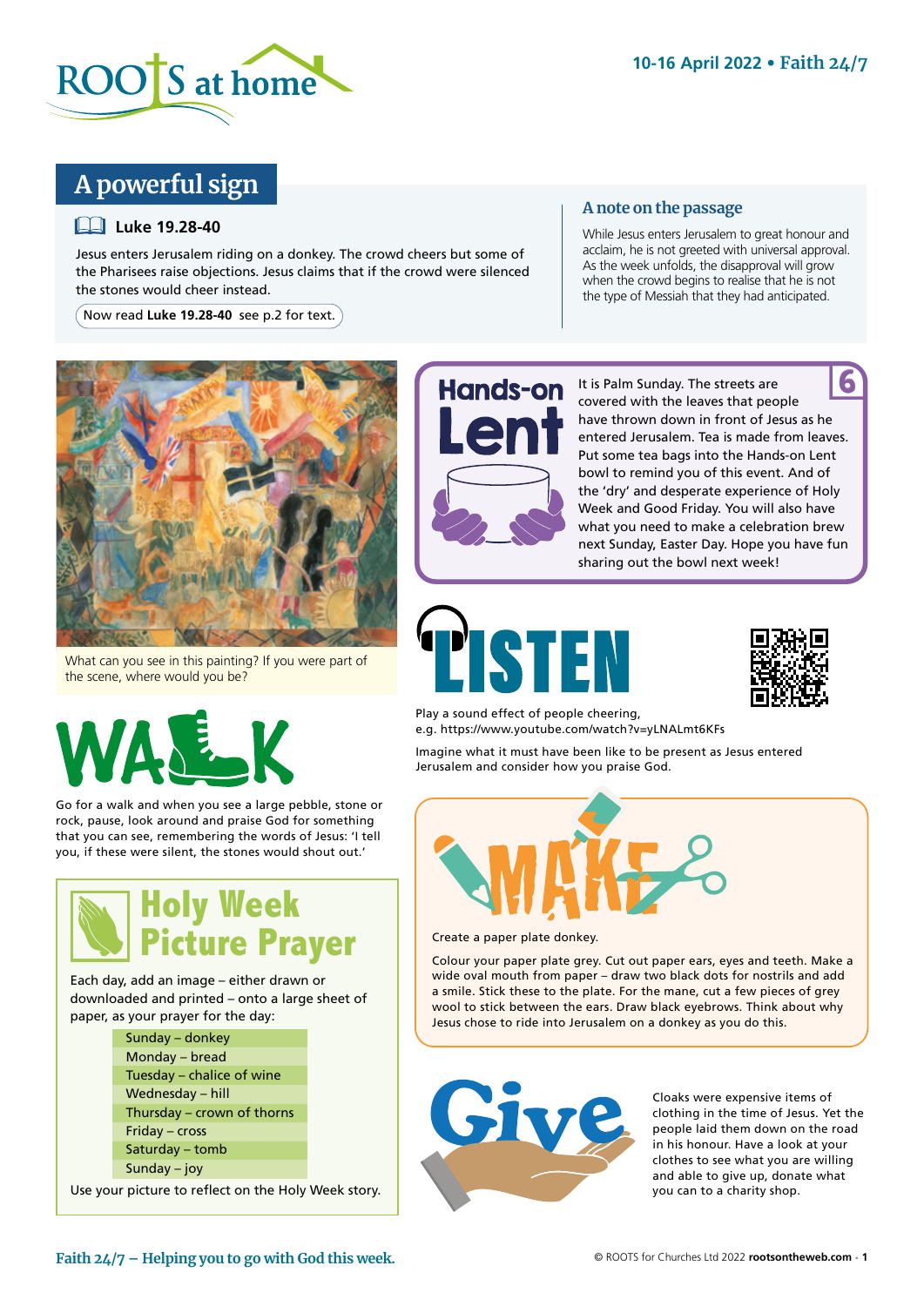# A powerful sign

## Luke 19.28-40

Jesus enters Jerusalem riding on a donkey. The crowd cheers but some of the Pharisees raise objections. Jesus claims that if the crowd were silenced the stones would cheer instead.

Now read **Luke 19.28-40** see p.2 for text.

### A note on the passage

While Jesus enters Jerusalem to great honour and acclaim, he is not greeted with universal approval. As the week unfolds, the disapproval will grow when the crowd begins to realise that he is not the type of Messiah that they had anticipated.

What can you see in this painting? If you were part of the scene, where would you be?

## Hands-on Lent

6

It is Palm Sunday. The streets are covered with the leaves that people have thrown down in front of Jesus as he entered Jerusalem. Tea is made from leaves. Put some tea bags into the Hands-on Lent bowl to remind you of this event. And of the 'dry' and desperate experience of Holy Week and Good Friday. You will also have what you need to make a celebration brew next Sunday, Easter Day. Hope you have fun sharing out the bowl next week!

## WALK

Go for a walk and when you see a large pebble, stone or rock, pause, look around and praise God for something that you can see, remembering the words of Jesus: 'I tell you, if these were silent, the stones would shout out.'

## LISTEN

Play a sound effect of people cheering, e.g. https://www.youtube.com/watch?v=yLNALmt6KFs

Imagine what it must have been like to be present as Jesus entered Jerusalem and consider how you praise God.

## Holy Week Picture Prayer

Each day, add an image – either drawn or downloaded and printed – onto a large sheet of paper, as your prayer for the day:

- Sunday – donkey
- Monday – bread
- Tuesday – chalice of wine
- Wednesday – hill
- Thursday – crown of thorns
- Friday – cross
- Saturday – tomb
- Sunday – joy

Use your picture to reflect on the Holy Week story.

## MAKE

Create a paper plate donkey.

Colour your paper plate grey. Cut out paper ears, eyes and teeth. Make a wide oval mouth from paper – draw two black dots for nostrils and add a smile. Stick these to the plate. For the mane, cut a few pieces of grey wool to stick between the ears. Draw black eyebrows. Think about why Jesus chose to ride into Jerusalem on a donkey as you do this.

## Give

Cloaks were expensive items of clothing in the time of Jesus. Yet the people laid them down on the road in his honour. Have a look at your clothes to see what you are willing and able to give up, donate what you can to a charity shop.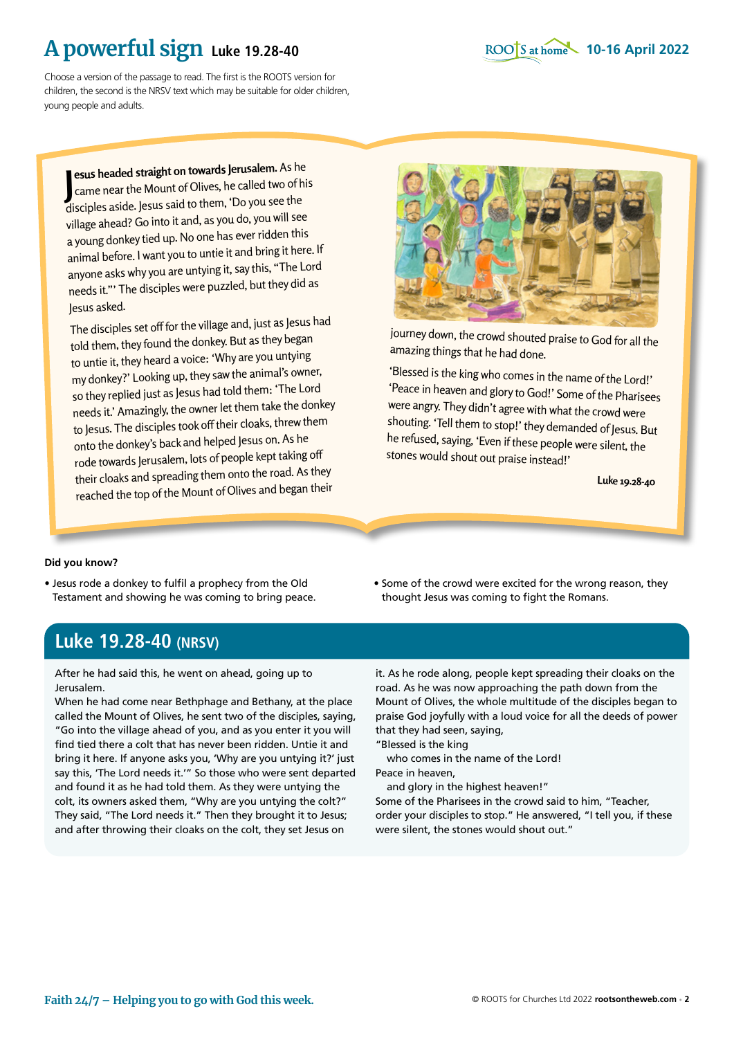# A powerful sign Luke 19.28-40

10-16 April 2022

Choose a version of the passage to read. The first is the ROOTS version for children, the second is the NRSV text which may be suitable for older children, young people and adults.

**Jesus headed straight on towards Jerusalem.** As he came near the Mount of Olives, he called two of his disciples aside. Jesus said to them, 'Do you see the village ahead? Go into it and, as you do, you will see a young donkey tied up. No one has ever ridden this animal before. I want you to untie it and bring it here. If anyone asks why you are untying it, say this, "The Lord needs it."' The disciples were puzzled, but they did as Jesus asked.

The disciples set off for the village and, just as Jesus had told them, they found the donkey. But as they began to untie it, they heard a voice: 'Why are you untying my donkey?' Looking up, they saw the animal's owner, so they replied just as Jesus had told them: 'The Lord needs it.' Amazingly, the owner let them take the donkey to Jesus. The disciples took off their cloaks, threw them onto the donkey's back and helped Jesus on. As he rode towards Jerusalem, lots of people kept taking off their cloaks and spreading them onto the road. As they reached the top of the Mount of Olives and began their journey down, the crowd shouted praise to God for all the amazing things that he had done.

'Blessed is the king who comes in the name of the Lord!' 'Peace in heaven and glory to God!' Some of the Pharisees were angry. They didn't agree with what the crowd were shouting. 'Tell them to stop!' they demanded of Jesus. But he refused, saying, 'Even if these people were silent, the stones would shout out praise instead!'

**Luke 19.28-40**

**Did you know?**

- Jesus rode a donkey to fulfil a prophecy from the Old Testament and showing he was coming to bring peace.
- Some of the crowd were excited for the wrong reason, they thought Jesus was coming to fight the Romans.

## Luke 19.28-40 (NRSV)

After he had said this, he went on ahead, going up to Jerusalem.
When he had come near Bethphage and Bethany, at the place called the Mount of Olives, he sent two of the disciples, saying, "Go into the village ahead of you, and as you enter it you will find tied there a colt that has never been ridden. Untie it and bring it here. If anyone asks you, 'Why are you untying it?' just say this, 'The Lord needs it.'" So those who were sent departed and found it as he had told them. As they were untying the colt, its owners asked them, "Why are you untying the colt?" They said, "The Lord needs it." Then they brought it to Jesus; and after throwing their cloaks on the colt, they set Jesus on it. As he rode along, people kept spreading their cloaks on the road. As he was now approaching the path down from the Mount of Olives, the whole multitude of the disciples began to praise God joyfully with a loud voice for all the deeds of power that they had seen, saying,
"Blessed is the king
  who comes in the name of the Lord!
Peace in heaven,
  and glory in the highest heaven!"
Some of the Pharisees in the crowd said to him, "Teacher, order your disciples to stop." He answered, "I tell you, if these were silent, the stones would shout out."

Faith 24/7 – Helping you to go with God this week.

© ROOTS for Churches Ltd 2022 **rootsontheweb.com**